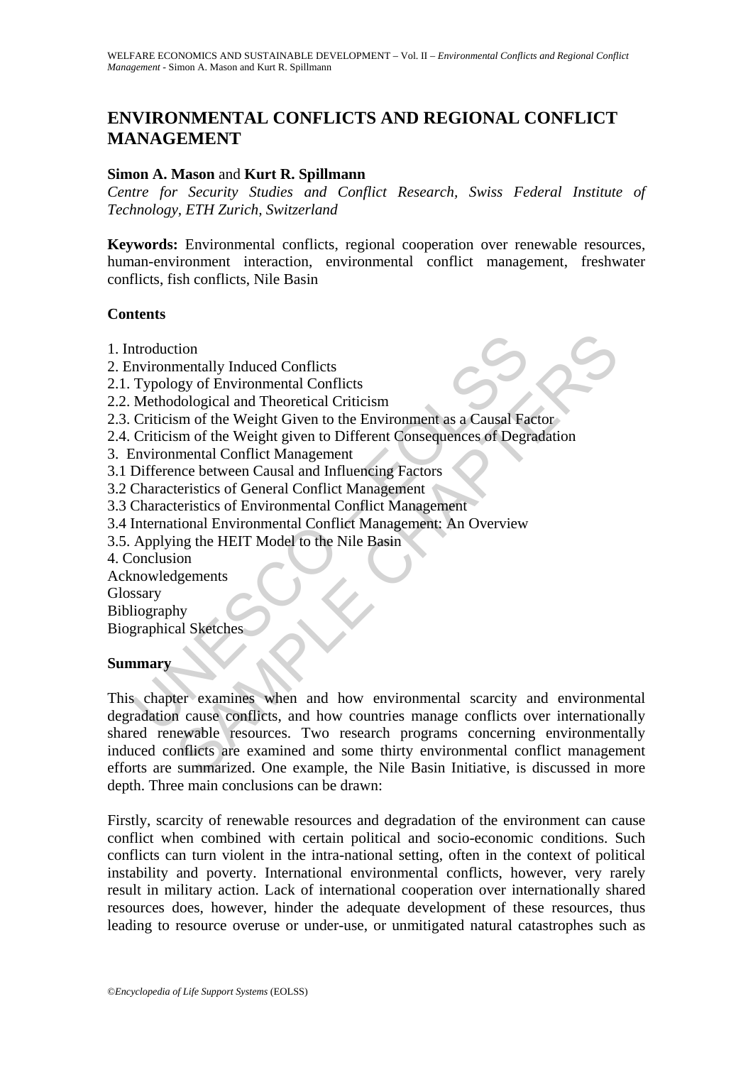# ENVIRONMENTAL CONFLICTS AND REGIONAL CONFLICT MANAGEMENT

**Simon A. Mason** and **Kurt R. Spillmann**

*Centre for Security Studies and Conflict Research, Swiss Federal Institute of Technology, ETH Zurich, Switzerland*

**Keywords:** Environmental conflicts, regional cooperation over renewable resources, human-environment interaction, environmental conflict management, freshwater conflicts, fish conflicts, Nile Basin

## Contents

1. Introduction
2. Environmentally Induced Conflicts
2.1. Typology of Environmental Conflicts
2.2. Methodological and Theoretical Criticism
2.3. Criticism of the Weight Given to the Environment as a Causal Factor
2.4. Criticism of the Weight given to Different Consequences of Degradation
3. Environmental Conflict Management
3.1 Difference between Causal and Influencing Factors
3.2 Characteristics of General Conflict Management
3.3 Characteristics of Environmental Conflict Management
3.4 International Environmental Conflict Management: An Overview
3.5. Applying the HEIT Model to the Nile Basin
4. Conclusion

Acknowledgements
Glossary
Bibliography
Biographical Sketches

## Summary

This chapter examines when and how environmental scarcity and environmental degradation cause conflicts, and how countries manage conflicts over internationally shared renewable resources. Two research programs concerning environmentally induced conflicts are examined and some thirty environmental conflict management efforts are summarized. One example, the Nile Basin Initiative, is discussed in more depth. Three main conclusions can be drawn:

Firstly, scarcity of renewable resources and degradation of the environment can cause conflict when combined with certain political and socio-economic conditions. Such conflicts can turn violent in the intra-national setting, often in the context of political instability and poverty. International environmental conflicts, however, very rarely result in military action. Lack of international cooperation over internationally shared resources does, however, hinder the adequate development of these resources, thus leading to resource overuse or under-use, or unmitigated natural catastrophes such as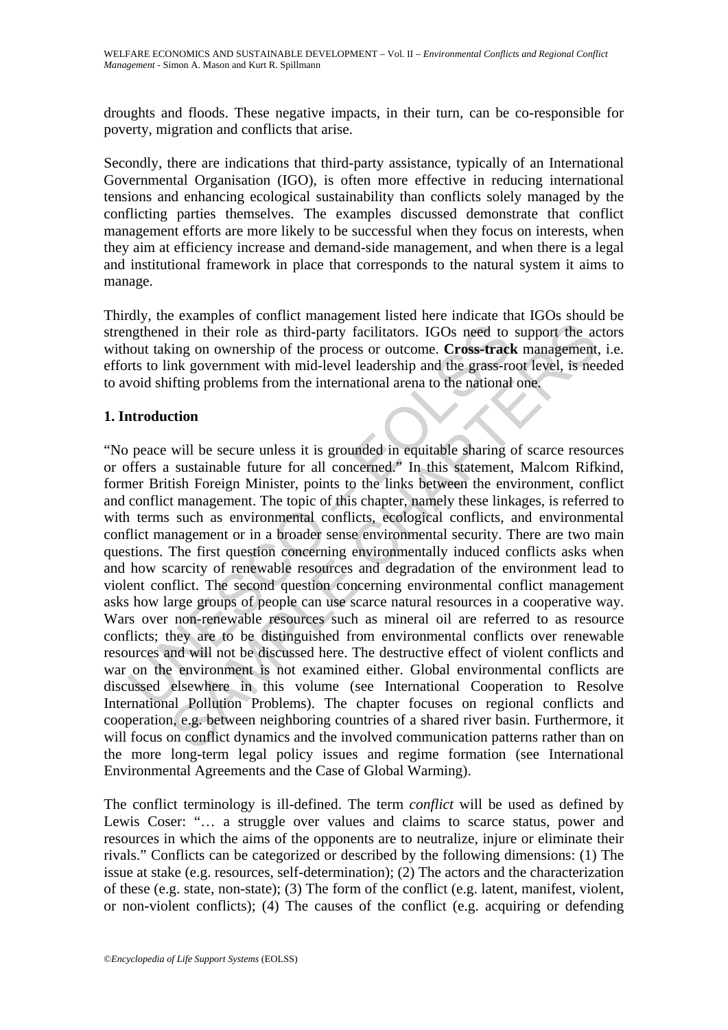droughts and floods. These negative impacts, in their turn, can be co-responsible for poverty, migration and conflicts that arise.

Secondly, there are indications that third-party assistance, typically of an International Governmental Organisation (IGO), is often more effective in reducing international tensions and enhancing ecological sustainability than conflicts solely managed by the conflicting parties themselves. The examples discussed demonstrate that conflict management efforts are more likely to be successful when they focus on interests, when they aim at efficiency increase and demand-side management, and when there is a legal and institutional framework in place that corresponds to the natural system it aims to manage.

Thirdly, the examples of conflict management listed here indicate that IGOs should be strengthened in their role as third-party facilitators. IGOs need to support the actors without taking on ownership of the process or outcome. **Cross-track** management, i.e. efforts to link government with mid-level leadership and the grass-root level, is needed to avoid shifting problems from the international arena to the national one.

## 1. Introduction

"No peace will be secure unless it is grounded in equitable sharing of scarce resources or offers a sustainable future for all concerned." In this statement, Malcom Rifkind, former British Foreign Minister, points to the links between the environment, conflict and conflict management. The topic of this chapter, namely these linkages, is referred to with terms such as environmental conflicts, ecological conflicts, and environmental conflict management or in a broader sense environmental security. There are two main questions. The first question concerning environmentally induced conflicts asks when and how scarcity of renewable resources and degradation of the environment lead to violent conflict. The second question concerning environmental conflict management asks how large groups of people can use scarce natural resources in a cooperative way. Wars over non-renewable resources such as mineral oil are referred to as resource conflicts; they are to be distinguished from environmental conflicts over renewable resources and will not be discussed here. The destructive effect of violent conflicts and war on the environment is not examined either. Global environmental conflicts are discussed elsewhere in this volume (see International Cooperation to Resolve International Pollution Problems). The chapter focuses on regional conflicts and cooperation, e.g. between neighboring countries of a shared river basin. Furthermore, it will focus on conflict dynamics and the involved communication patterns rather than on the more long-term legal policy issues and regime formation (see International Environmental Agreements and the Case of Global Warming).

The conflict terminology is ill-defined. The term *conflict* will be used as defined by Lewis Coser: "… a struggle over values and claims to scarce status, power and resources in which the aims of the opponents are to neutralize, injure or eliminate their rivals." Conflicts can be categorized or described by the following dimensions: (1) The issue at stake (e.g. resources, self-determination); (2) The actors and the characterization of these (e.g. state, non-state); (3) The form of the conflict (e.g. latent, manifest, violent, or non-violent conflicts); (4) The causes of the conflict (e.g. acquiring or defending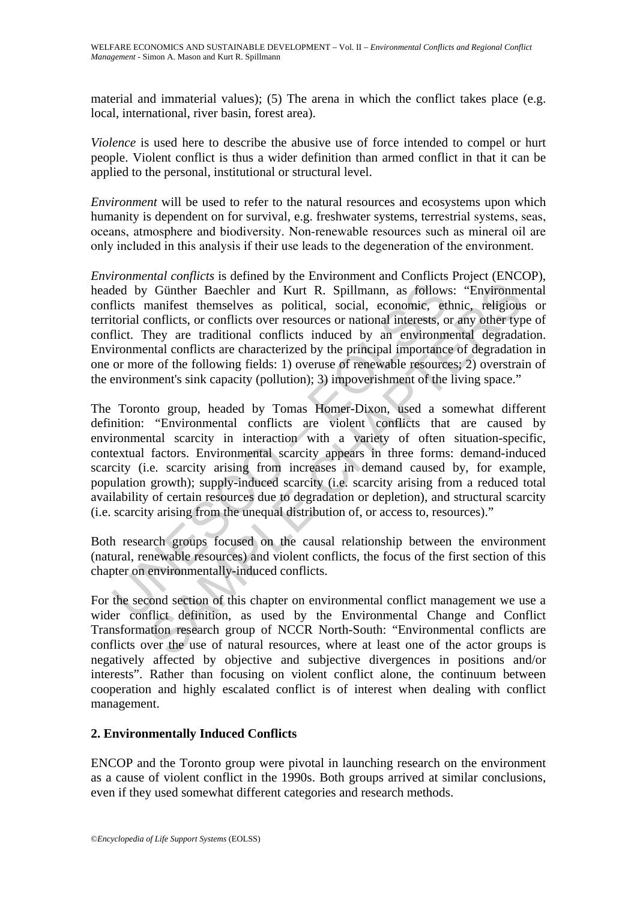material and immaterial values); (5) The arena in which the conflict takes place (e.g. local, international, river basin, forest area).

*Violence* is used here to describe the abusive use of force intended to compel or hurt people. Violent conflict is thus a wider definition than armed conflict in that it can be applied to the personal, institutional or structural level.

*Environment* will be used to refer to the natural resources and ecosystems upon which humanity is dependent on for survival, e.g. freshwater systems, terrestrial systems, seas, oceans, atmosphere and biodiversity. Non-renewable resources such as mineral oil are only included in this analysis if their use leads to the degeneration of the environment.

*Environmental conflicts* is defined by the Environment and Conflicts Project (ENCOP), headed by Günther Baechler and Kurt R. Spillmann, as follows: "Environmental conflicts manifest themselves as political, social, economic, ethnic, religious or territorial conflicts, or conflicts over resources or national interests, or any other type of conflict. They are traditional conflicts induced by an environmental degradation. Environmental conflicts are characterized by the principal importance of degradation in one or more of the following fields: 1) overuse of renewable resources; 2) overstrain of the environment's sink capacity (pollution); 3) impoverishment of the living space."

The Toronto group, headed by Tomas Homer-Dixon, used a somewhat different definition: "Environmental conflicts are violent conflicts that are caused by environmental scarcity in interaction with a variety of often situation-specific, contextual factors. Environmental scarcity appears in three forms: demand-induced scarcity (i.e. scarcity arising from increases in demand caused by, for example, population growth); supply-induced scarcity (i.e. scarcity arising from a reduced total availability of certain resources due to degradation or depletion), and structural scarcity (i.e. scarcity arising from the unequal distribution of, or access to, resources)."

Both research groups focused on the causal relationship between the environment (natural, renewable resources) and violent conflicts, the focus of the first section of this chapter on environmentally-induced conflicts.

For the second section of this chapter on environmental conflict management we use a wider conflict definition, as used by the Environmental Change and Conflict Transformation research group of NCCR North-South: "Environmental conflicts are conflicts over the use of natural resources, where at least one of the actor groups is negatively affected by objective and subjective divergences in positions and/or interests". Rather than focusing on violent conflict alone, the continuum between cooperation and highly escalated conflict is of interest when dealing with conflict management.

## 2. Environmentally Induced Conflicts

ENCOP and the Toronto group were pivotal in launching research on the environment as a cause of violent conflict in the 1990s. Both groups arrived at similar conclusions, even if they used somewhat different categories and research methods.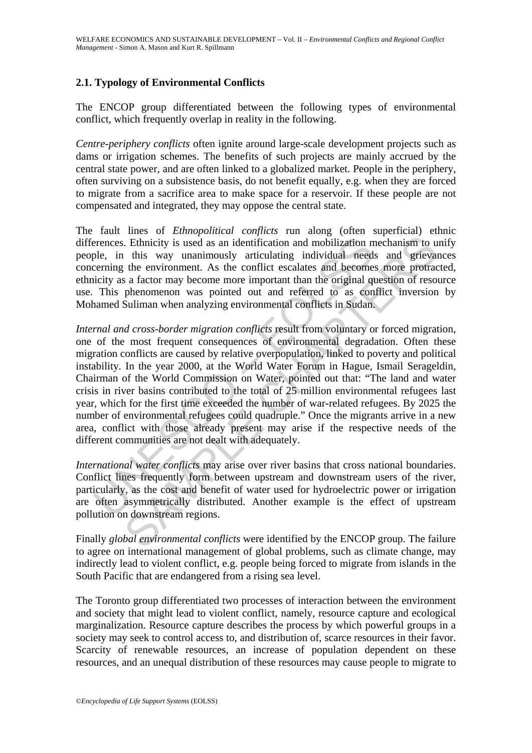### 2.1. Typology of Environmental Conflicts

The ENCOP group differentiated between the following types of environmental conflict, which frequently overlap in reality in the following.

*Centre-periphery conflicts* often ignite around large-scale development projects such as dams or irrigation schemes. The benefits of such projects are mainly accrued by the central state power, and are often linked to a globalized market. People in the periphery, often surviving on a subsistence basis, do not benefit equally, e.g. when they are forced to migrate from a sacrifice area to make space for a reservoir. If these people are not compensated and integrated, they may oppose the central state.

The fault lines of *Ethnopolitical conflicts* run along (often superficial) ethnic differences. Ethnicity is used as an identification and mobilization mechanism to unify people, in this way unanimously articulating individual needs and grievances concerning the environment. As the conflict escalates and becomes more protracted, ethnicity as a factor may become more important than the original question of resource use. This phenomenon was pointed out and referred to as conflict inversion by Mohamed Suliman when analyzing environmental conflicts in Sudan.

*Internal and cross-border migration conflicts* result from voluntary or forced migration, one of the most frequent consequences of environmental degradation. Often these migration conflicts are caused by relative overpopulation, linked to poverty and political instability. In the year 2000, at the World Water Forum in Hague, Ismail Serageldin, Chairman of the World Commission on Water, pointed out that: "The land and water crisis in river basins contributed to the total of 25 million environmental refugees last year, which for the first time exceeded the number of war-related refugees. By 2025 the number of environmental refugees could quadruple." Once the migrants arrive in a new area, conflict with those already present may arise if the respective needs of the different communities are not dealt with adequately.

*International water conflicts* may arise over river basins that cross national boundaries. Conflict lines frequently form between upstream and downstream users of the river, particularly, as the cost and benefit of water used for hydroelectric power or irrigation are often asymmetrically distributed. Another example is the effect of upstream pollution on downstream regions.

Finally *global environmental conflicts* were identified by the ENCOP group. The failure to agree on international management of global problems, such as climate change, may indirectly lead to violent conflict, e.g. people being forced to migrate from islands in the South Pacific that are endangered from a rising sea level.

The Toronto group differentiated two processes of interaction between the environment and society that might lead to violent conflict, namely, resource capture and ecological marginalization. Resource capture describes the process by which powerful groups in a society may seek to control access to, and distribution of, scarce resources in their favor. Scarcity of renewable resources, an increase of population dependent on these resources, and an unequal distribution of these resources may cause people to migrate to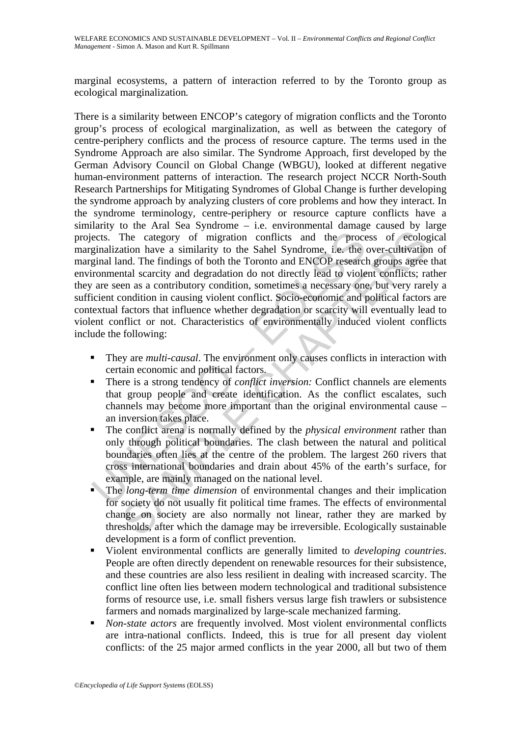marginal ecosystems, a pattern of interaction referred to by the Toronto group as ecological marginalization*.*

There is a similarity between ENCOP's category of migration conflicts and the Toronto group's process of ecological marginalization, as well as between the category of centre-periphery conflicts and the process of resource capture. The terms used in the Syndrome Approach are also similar. The Syndrome Approach, first developed by the German Advisory Council on Global Change (WBGU), looked at different negative human-environment patterns of interaction. The research project NCCR North-South Research Partnerships for Mitigating Syndromes of Global Change is further developing the syndrome approach by analyzing clusters of core problems and how they interact. In the syndrome terminology, centre-periphery or resource capture conflicts have a similarity to the Aral Sea Syndrome – i.e. environmental damage caused by large projects. The category of migration conflicts and the process of ecological marginalization have a similarity to the Sahel Syndrome, i.e. the over-cultivation of marginal land. The findings of both the Toronto and ENCOP research groups agree that environmental scarcity and degradation do not directly lead to violent conflicts; rather they are seen as a contributory condition, sometimes a necessary one, but very rarely a sufficient condition in causing violent conflict. Socio-economic and political factors are contextual factors that influence whether degradation or scarcity will eventually lead to violent conflict or not. Characteristics of environmentally induced violent conflicts include the following:

- They are *multi-causal*. The environment only causes conflicts in interaction with certain economic and political factors.
- There is a strong tendency of *conflict inversion:* Conflict channels are elements that group people and create identification. As the conflict escalates, such channels may become more important than the original environmental cause – an inversion takes place.
- The conflict arena is normally defined by the *physical environment* rather than only through political boundaries. The clash between the natural and political boundaries often lies at the centre of the problem. The largest 260 rivers that cross international boundaries and drain about 45% of the earth's surface, for example, are mainly managed on the national level.
- The *long-term time dimension* of environmental changes and their implication for society do not usually fit political time frames. The effects of environmental change on society are also normally not linear, rather they are marked by thresholds, after which the damage may be irreversible. Ecologically sustainable development is a form of conflict prevention.
- Violent environmental conflicts are generally limited to *developing countries*. People are often directly dependent on renewable resources for their subsistence, and these countries are also less resilient in dealing with increased scarcity. The conflict line often lies between modern technological and traditional subsistence forms of resource use, i.e. small fishers versus large fish trawlers or subsistence farmers and nomads marginalized by large-scale mechanized farming.
- *Non-state actors* are frequently involved. Most violent environmental conflicts are intra-national conflicts. Indeed, this is true for all present day violent conflicts: of the 25 major armed conflicts in the year 2000, all but two of them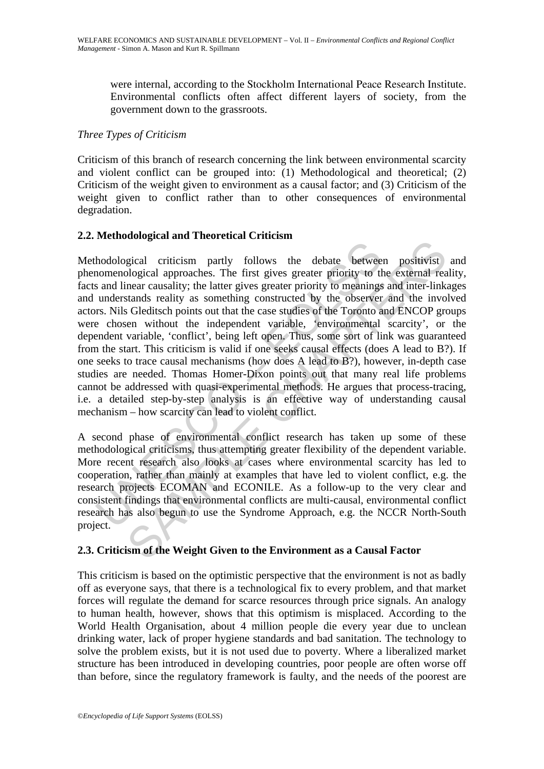were internal, according to the Stockholm International Peace Research Institute. Environmental conflicts often affect different layers of society, from the government down to the grassroots.

*Three Types of Criticism*

Criticism of this branch of research concerning the link between environmental scarcity and violent conflict can be grouped into: (1) Methodological and theoretical; (2) Criticism of the weight given to environment as a causal factor; and (3) Criticism of the weight given to conflict rather than to other consequences of environmental degradation.

## 2.2. Methodological and Theoretical Criticism

Methodological criticism partly follows the debate between positivist and phenomenological approaches. The first gives greater priority to the external reality, facts and linear causality; the latter gives greater priority to meanings and inter-linkages and understands reality as something constructed by the observer and the involved actors. Nils Gleditsch points out that the case studies of the Toronto and ENCOP groups were chosen without the independent variable, 'environmental scarcity', or the dependent variable, 'conflict', being left open. Thus, some sort of link was guaranteed from the start. This criticism is valid if one seeks causal effects (does A lead to B?). If one seeks to trace causal mechanisms (how does A lead to B?), however, in-depth case studies are needed. Thomas Homer-Dixon points out that many real life problems cannot be addressed with quasi-experimental methods. He argues that process-tracing, i.e. a detailed step-by-step analysis is an effective way of understanding causal mechanism – how scarcity can lead to violent conflict.

A second phase of environmental conflict research has taken up some of these methodological criticisms, thus attempting greater flexibility of the dependent variable. More recent research also looks at cases where environmental scarcity has led to cooperation, rather than mainly at examples that have led to violent conflict, e.g. the research projects ECOMAN and ECONILE. As a follow-up to the very clear and consistent findings that environmental conflicts are multi-causal, environmental conflict research has also begun to use the Syndrome Approach, e.g. the NCCR North-South project.

## 2.3. Criticism of the Weight Given to the Environment as a Causal Factor

This criticism is based on the optimistic perspective that the environment is not as badly off as everyone says, that there is a technological fix to every problem, and that market forces will regulate the demand for scarce resources through price signals. An analogy to human health, however, shows that this optimism is misplaced. According to the World Health Organisation, about 4 million people die every year due to unclean drinking water, lack of proper hygiene standards and bad sanitation. The technology to solve the problem exists, but it is not used due to poverty. Where a liberalized market structure has been introduced in developing countries, poor people are often worse off than before, since the regulatory framework is faulty, and the needs of the poorest are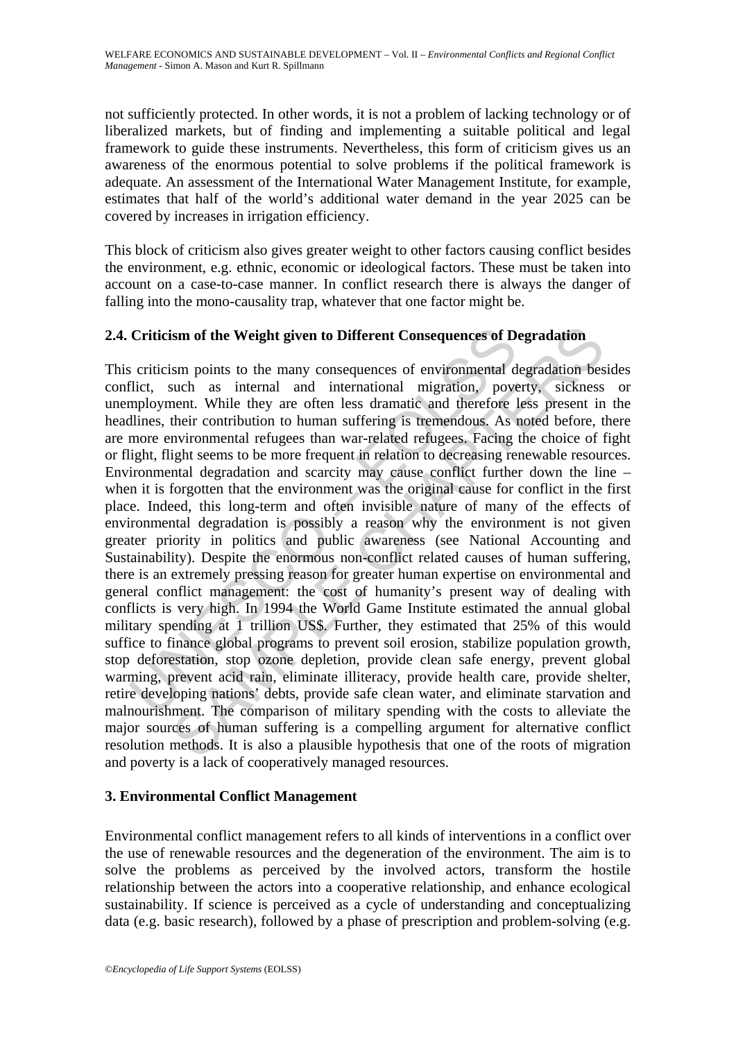not sufficiently protected. In other words, it is not a problem of lacking technology or of liberalized markets, but of finding and implementing a suitable political and legal framework to guide these instruments. Nevertheless, this form of criticism gives us an awareness of the enormous potential to solve problems if the political framework is adequate. An assessment of the International Water Management Institute, for example, estimates that half of the world's additional water demand in the year 2025 can be covered by increases in irrigation efficiency.

This block of criticism also gives greater weight to other factors causing conflict besides the environment, e.g. ethnic, economic or ideological factors. These must be taken into account on a case-to-case manner. In conflict research there is always the danger of falling into the mono-causality trap, whatever that one factor might be.

## 2.4. Criticism of the Weight given to Different Consequences of Degradation

This criticism points to the many consequences of environmental degradation besides conflict, such as internal and international migration, poverty, sickness or unemployment. While they are often less dramatic and therefore less present in the headlines, their contribution to human suffering is tremendous. As noted before, there are more environmental refugees than war-related refugees. Facing the choice of fight or flight, flight seems to be more frequent in relation to decreasing renewable resources. Environmental degradation and scarcity may cause conflict further down the line – when it is forgotten that the environment was the original cause for conflict in the first place. Indeed, this long-term and often invisible nature of many of the effects of environmental degradation is possibly a reason why the environment is not given greater priority in politics and public awareness (see National Accounting and Sustainability). Despite the enormous non-conflict related causes of human suffering, there is an extremely pressing reason for greater human expertise on environmental and general conflict management: the cost of humanity's present way of dealing with conflicts is very high. In 1994 the World Game Institute estimated the annual global military spending at 1 trillion US$. Further, they estimated that 25% of this would suffice to finance global programs to prevent soil erosion, stabilize population growth, stop deforestation, stop ozone depletion, provide clean safe energy, prevent global warming, prevent acid rain, eliminate illiteracy, provide health care, provide shelter, retire developing nations' debts, provide safe clean water, and eliminate starvation and malnourishment. The comparison of military spending with the costs to alleviate the major sources of human suffering is a compelling argument for alternative conflict resolution methods. It is also a plausible hypothesis that one of the roots of migration and poverty is a lack of cooperatively managed resources.

# 3. Environmental Conflict Management

Environmental conflict management refers to all kinds of interventions in a conflict over the use of renewable resources and the degeneration of the environment. The aim is to solve the problems as perceived by the involved actors, transform the hostile relationship between the actors into a cooperative relationship, and enhance ecological sustainability. If science is perceived as a cycle of understanding and conceptualizing data (e.g. basic research), followed by a phase of prescription and problem-solving (e.g.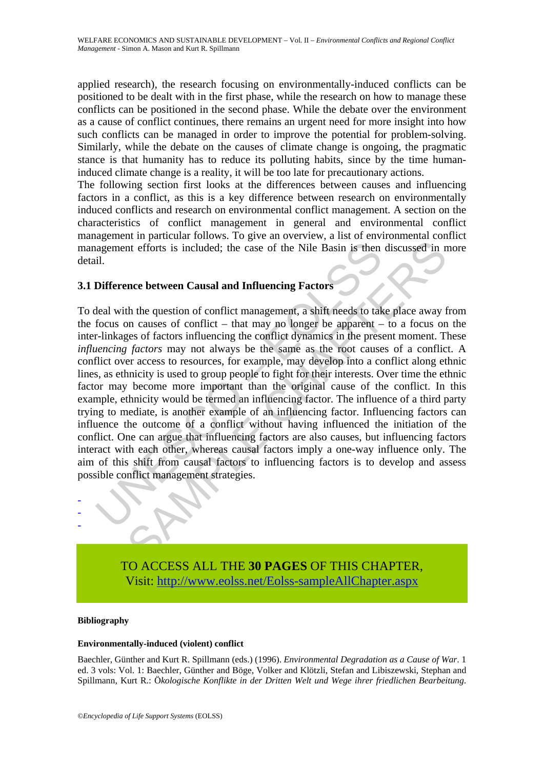applied research), the research focusing on environmentally-induced conflicts can be positioned to be dealt with in the first phase, while the research on how to manage these conflicts can be positioned in the second phase. While the debate over the environment as a cause of conflict continues, there remains an urgent need for more insight into how such conflicts can be managed in order to improve the potential for problem-solving. Similarly, while the debate on the causes of climate change is ongoing, the pragmatic stance is that humanity has to reduce its polluting habits, since by the time human-induced climate change is a reality, it will be too late for precautionary actions.

The following section first looks at the differences between causes and influencing factors in a conflict, as this is a key difference between research on environmentally induced conflicts and research on environmental conflict management. A section on the characteristics of conflict management in general and environmental conflict management in particular follows. To give an overview, a list of environmental conflict management efforts is included; the case of the Nile Basin is then discussed in more detail.

### 3.1 Difference between Causal and Influencing Factors

To deal with the question of conflict management, a shift needs to take place away from the focus on causes of conflict – that may no longer be apparent – to a focus on the inter-linkages of factors influencing the conflict dynamics in the present moment. These *influencing factors* may not always be the same as the root causes of a conflict. A conflict over access to resources, for example, may develop into a conflict along ethnic lines, as ethnicity is used to group people to fight for their interests. Over time the ethnic factor may become more important than the original cause of the conflict. In this example, ethnicity would be termed an influencing factor. The influence of a third party trying to mediate, is another example of an influencing factor. Influencing factors can influence the outcome of a conflict without having influenced the initiation of the conflict. One can argue that influencing factors are also causes, but influencing factors interact with each other, whereas causal factors imply a one-way influence only. The aim of this shift from causal factors to influencing factors is to develop and assess possible conflict management strategies.

-
-
-

TO ACCESS ALL THE **30 PAGES** OF THIS CHAPTER,
Visit: http://www.eolss.net/Eolss-sampleAllChapter.aspx

**Bibliography**

**Environmentally-induced (violent) conflict**

Baechler, Günther and Kurt R. Spillmann (eds.) (1996). *Environmental Degradation as a Cause of War*. 1 ed. 3 vols: Vol. 1: Baechler, Günther and Böge, Volker and Klötzli, Stefan and Libiszewski, Stephan and Spillmann, Kurt R.: *Ökologische Konflikte in der Dritten Welt und Wege ihrer friedlichen Bearbeitung.*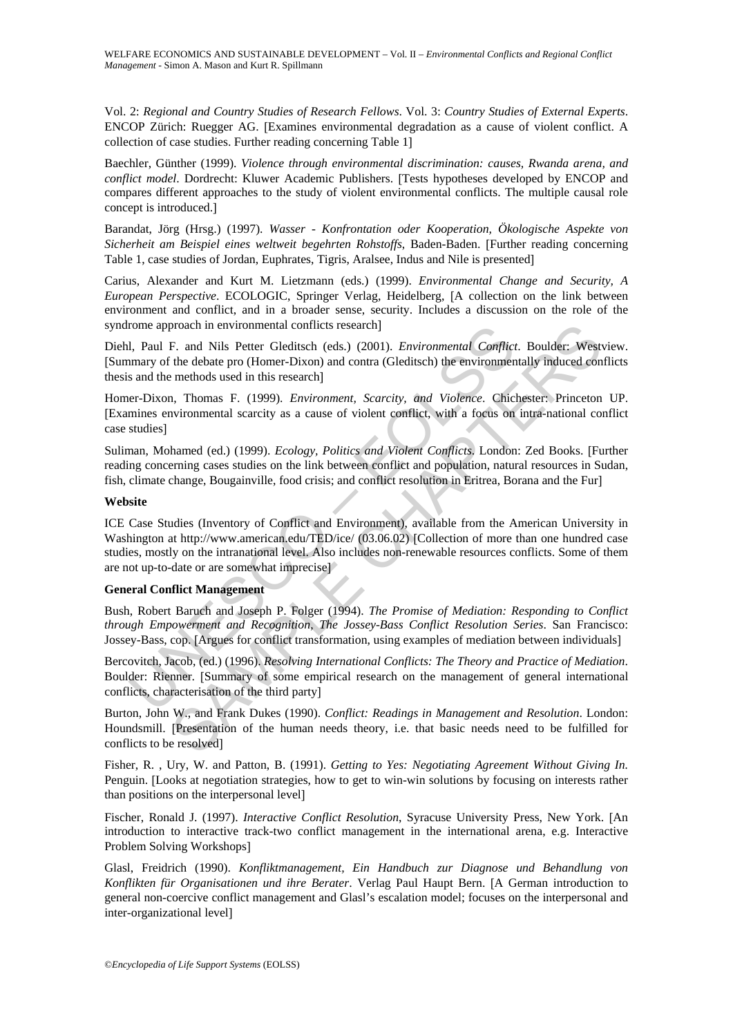Vol. 2: *Regional and Country Studies of Research Fellows*. Vol. 3: *Country Studies of External Experts*. ENCOP Zürich: Ruegger AG. [Examines environmental degradation as a cause of violent conflict. A collection of case studies. Further reading concerning Table 1]

Baechler, Günther (1999). *Violence through environmental discrimination: causes, Rwanda arena, and conflict model*. Dordrecht: Kluwer Academic Publishers. [Tests hypotheses developed by ENCOP and compares different approaches to the study of violent environmental conflicts. The multiple causal role concept is introduced.]

Barandat, Jörg (Hrsg.) (1997). *Wasser - Konfrontation oder Kooperation, Ökologische Aspekte von Sicherheit am Beispiel eines weltweit begehrten Rohstoffs*, Baden-Baden. [Further reading concerning Table 1, case studies of Jordan, Euphrates, Tigris, Aralsee, Indus and Nile is presented]

Carius, Alexander and Kurt M. Lietzmann (eds.) (1999). *Environmental Change and Security, A European Perspective*. ECOLOGIC, Springer Verlag, Heidelberg, [A collection on the link between environment and conflict, and in a broader sense, security. Includes a discussion on the role of the syndrome approach in environmental conflicts research]

Diehl, Paul F. and Nils Petter Gleditsch (eds.) (2001). *Environmental Conflict*. Boulder: Westview. [Summary of the debate pro (Homer-Dixon) and contra (Gleditsch) the environmentally induced conflicts thesis and the methods used in this research]

Homer-Dixon, Thomas F. (1999). *Environment, Scarcity, and Violence*. Chichester: Princeton UP. [Examines environmental scarcity as a cause of violent conflict, with a focus on intra-national conflict case studies]

Suliman, Mohamed (ed.) (1999). *Ecology, Politics and Violent Conflicts*. London: Zed Books. [Further reading concerning cases studies on the link between conflict and population, natural resources in Sudan, fish, climate change, Bougainville, food crisis; and conflict resolution in Eritrea, Borana and the Fur]

**Website**

ICE Case Studies (Inventory of Conflict and Environment), available from the American University in Washington at http://www.american.edu/TED/ice/ (03.06.02) [Collection of more than one hundred case studies, mostly on the intranational level. Also includes non-renewable resources conflicts. Some of them are not up-to-date or are somewhat imprecise]

**General Conflict Management**

Bush, Robert Baruch and Joseph P. Folger (1994). *The Promise of Mediation: Responding to Conflict through Empowerment and Recognition, The Jossey-Bass Conflict Resolution Series*. San Francisco: Jossey-Bass, cop. [Argues for conflict transformation, using examples of mediation between individuals]

Bercovitch, Jacob, (ed.) (1996). *Resolving International Conflicts: The Theory and Practice of Mediation*. Boulder: Rienner. [Summary of some empirical research on the management of general international conflicts, characterisation of the third party]

Burton, John W., and Frank Dukes (1990). *Conflict: Readings in Management and Resolution*. London: Houndsmill. [Presentation of the human needs theory, i.e. that basic needs need to be fulfilled for conflicts to be resolved]

Fisher, R. , Ury, W. and Patton, B. (1991). *Getting to Yes: Negotiating Agreement Without Giving In.* Penguin. [Looks at negotiation strategies, how to get to win-win solutions by focusing on interests rather than positions on the interpersonal level]

Fischer, Ronald J. (1997). *Interactive Conflict Resolution*, Syracuse University Press, New York. [An introduction to interactive track-two conflict management in the international arena, e.g. Interactive Problem Solving Workshops]

Glasl, Freidrich (1990). *Konfliktmanagement, Ein Handbuch zur Diagnose und Behandlung von Konflikten für Organisationen und ihre Berater*. Verlag Paul Haupt Bern. [A German introduction to general non-coercive conflict management and Glasl's escalation model; focuses on the interpersonal and inter-organizational level]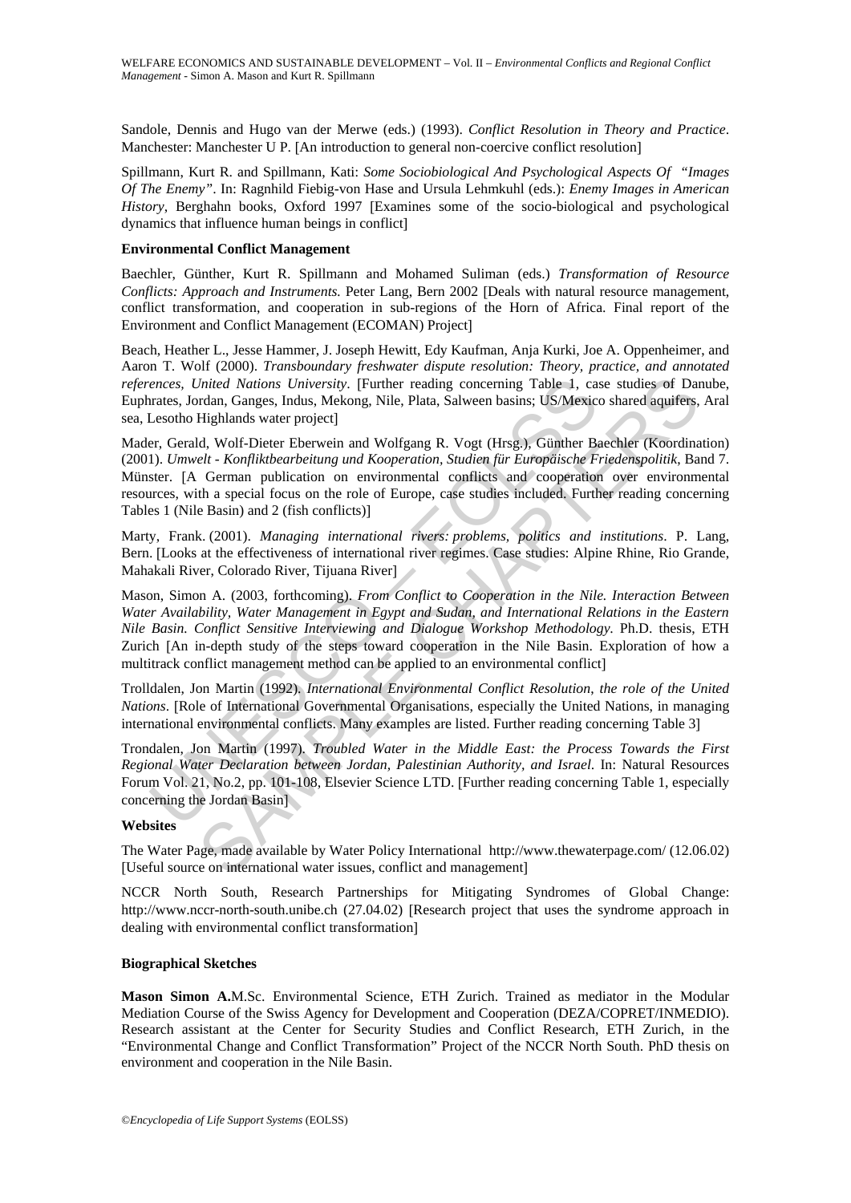Sandole, Dennis and Hugo van der Merwe (eds.) (1993). *Conflict Resolution in Theory and Practice*. Manchester: Manchester U P. [An introduction to general non-coercive conflict resolution]

Spillmann, Kurt R. and Spillmann, Kati: *Some Sociobiological And Psychological Aspects Of "Images Of The Enemy"*. In: Ragnhild Fiebig-von Hase and Ursula Lehmkuhl (eds.): *Enemy Images in American History*, Berghahn books, Oxford 1997 [Examines some of the socio-biological and psychological dynamics that influence human beings in conflict]

**Environmental Conflict Management**

Baechler, Günther, Kurt R. Spillmann and Mohamed Suliman (eds.) *Transformation of Resource Conflicts: Approach and Instruments.* Peter Lang, Bern 2002 [Deals with natural resource management, conflict transformation, and cooperation in sub-regions of the Horn of Africa. Final report of the Environment and Conflict Management (ECOMAN) Project]

Beach, Heather L., Jesse Hammer, J. Joseph Hewitt, Edy Kaufman, Anja Kurki, Joe A. Oppenheimer, and Aaron T. Wolf (2000). *Transboundary freshwater dispute resolution: Theory, practice, and annotated references, United Nations University*. [Further reading concerning Table 1, case studies of Danube, Euphrates, Jordan, Ganges, Indus, Mekong, Nile, Plata, Salween basins; US/Mexico shared aquifers, Aral sea, Lesotho Highlands water project]

Mader, Gerald, Wolf-Dieter Eberwein and Wolfgang R. Vogt (Hrsg.), Günther Baechler (Koordination) (2001). *Umwelt - Konfliktbearbeitung und Kooperation, Studien für Europäische Friedenspolitik*, Band 7. Münster. [A German publication on environmental conflicts and cooperation over environmental resources, with a special focus on the role of Europe, case studies included. Further reading concerning Tables 1 (Nile Basin) and 2 (fish conflicts)]

Marty, Frank. (2001). *Managing international rivers: problems, politics and institutions*. P. Lang, Bern. [Looks at the effectiveness of international river regimes. Case studies: Alpine Rhine, Rio Grande, Mahakali River, Colorado River, Tijuana River]

Mason, Simon A. (2003, forthcoming). *From Conflict to Cooperation in the Nile. Interaction Between Water Availability, Water Management in Egypt and Sudan, and International Relations in the Eastern Nile Basin. Conflict Sensitive Interviewing and Dialogue Workshop Methodology.* Ph.D. thesis, ETH Zurich [An in-depth study of the steps toward cooperation in the Nile Basin. Exploration of how a multitrack conflict management method can be applied to an environmental conflict]

Trolldalen, Jon Martin (1992). *International Environmental Conflict Resolution, the role of the United Nations*. [Role of International Governmental Organisations, especially the United Nations, in managing international environmental conflicts. Many examples are listed. Further reading concerning Table 3]

Trondalen, Jon Martin (1997). *Troubled Water in the Middle East: the Process Towards the First Regional Water Declaration between Jordan, Palestinian Authority, and Israel*. In: Natural Resources Forum Vol. 21, No.2, pp. 101-108, Elsevier Science LTD. [Further reading concerning Table 1, especially concerning the Jordan Basin]

**Websites**

The Water Page, made available by Water Policy International http://www.thewaterpage.com/ (12.06.02) [Useful source on international water issues, conflict and management]

NCCR North South, Research Partnerships for Mitigating Syndromes of Global Change: http://www.nccr-north-south.unibe.ch (27.04.02) [Research project that uses the syndrome approach in dealing with environmental conflict transformation]

**Biographical Sketches**

**Mason Simon A.** M.Sc. Environmental Science, ETH Zurich. Trained as mediator in the Modular Mediation Course of the Swiss Agency for Development and Cooperation (DEZA/COPRET/INMEDIO). Research assistant at the Center for Security Studies and Conflict Research, ETH Zurich, in the "Environmental Change and Conflict Transformation" Project of the NCCR North South. PhD thesis on environment and cooperation in the Nile Basin.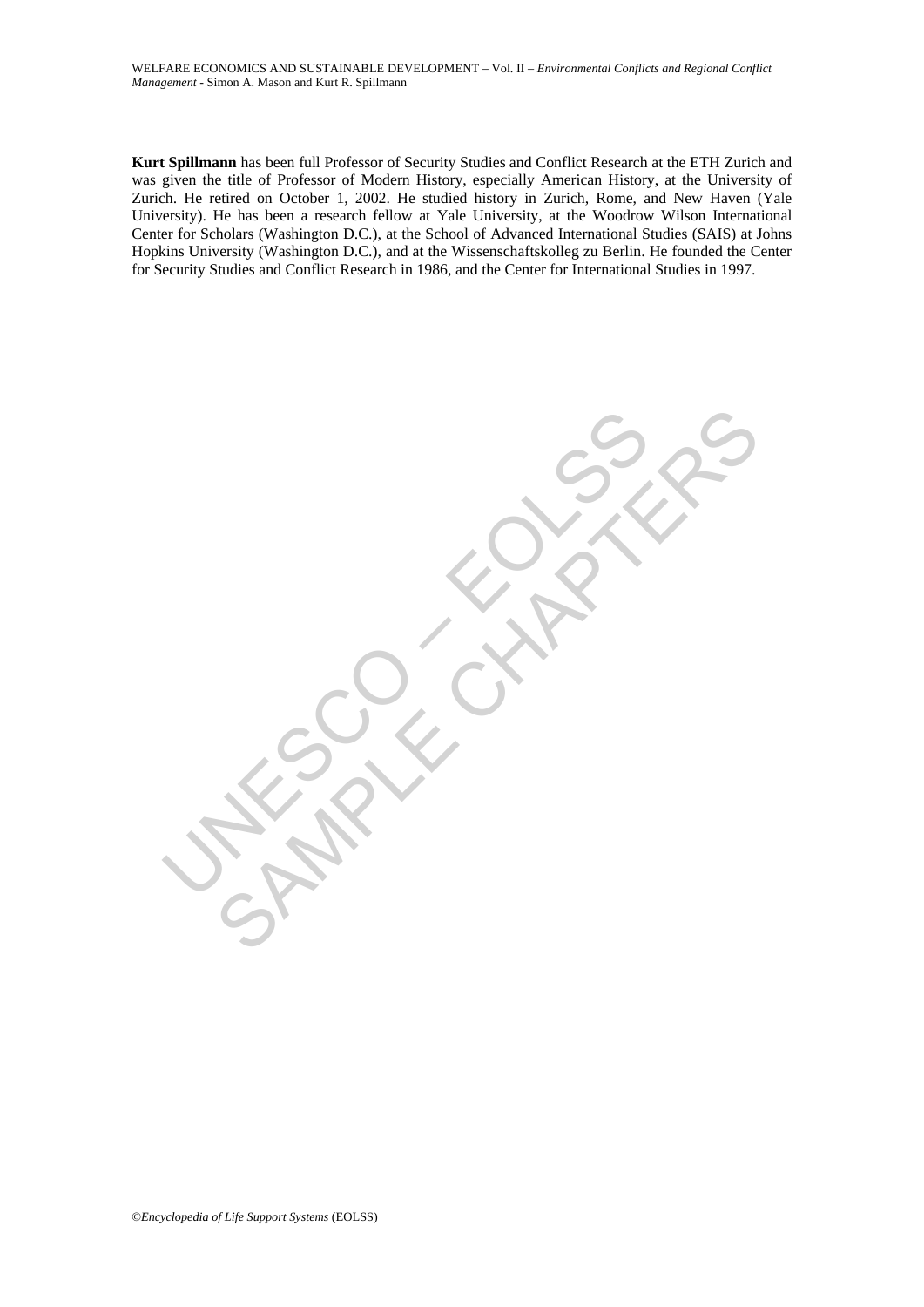**Kurt Spillmann** has been full Professor of Security Studies and Conflict Research at the ETH Zurich and was given the title of Professor of Modern History, especially American History, at the University of Zurich. He retired on October 1, 2002. He studied history in Zurich, Rome, and New Haven (Yale University). He has been a research fellow at Yale University, at the Woodrow Wilson International Center for Scholars (Washington D.C.), at the School of Advanced International Studies (SAIS) at Johns Hopkins University (Washington D.C.), and at the Wissenschaftskolleg zu Berlin. He founded the Center for Security Studies and Conflict Research in 1986, and the Center for International Studies in 1997.